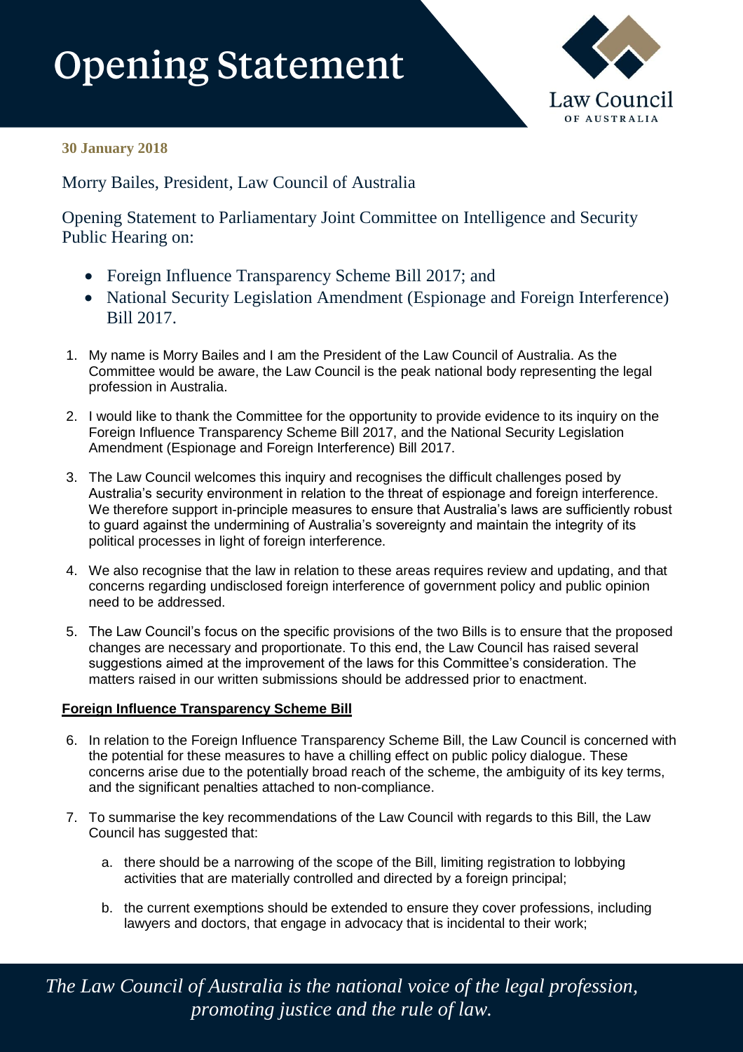# Opening Statement

**30 January 2018**

Morry Bailes, President, Law Council of Australia

Opening Statement to Parliamentary Joint Committee on Intelligence and Security Public Hearing on:

- Foreign Influence Transparency Scheme Bill 2017; and
- National Security Legislation Amendment (Espionage and Foreign Interference) Bill 2017.

1. My name is Morry Bailes and I am the President of the Law Council of Australia. As the Committee would be aware, the Law Council is the peak national body representing the legal profession in Australia.

2. I would like to thank the Committee for the opportunity to provide evidence to its inquiry on the Foreign Influence Transparency Scheme Bill 2017, and the National Security Legislation Amendment (Espionage and Foreign Interference) Bill 2017.

3. The Law Council welcomes this inquiry and recognises the difficult challenges posed by Australia's security environment in relation to the threat of espionage and foreign interference. We therefore support in-principle measures to ensure that Australia's laws are sufficiently robust to guard against the undermining of Australia's sovereignty and maintain the integrity of its political processes in light of foreign interference.

4. We also recognise that the law in relation to these areas requires review and updating, and that concerns regarding undisclosed foreign interference of government policy and public opinion need to be addressed.

5. The Law Council's focus on the specific provisions of the two Bills is to ensure that the proposed changes are necessary and proportionate. To this end, the Law Council has raised several suggestions aimed at the improvement of the laws for this Committee's consideration. The matters raised in our written submissions should be addressed prior to enactment.

**Foreign Influence Transparency Scheme Bill**

6. In relation to the Foreign Influence Transparency Scheme Bill, the Law Council is concerned with the potential for these measures to have a chilling effect on public policy dialogue. These concerns arise due to the potentially broad reach of the scheme, the ambiguity of its key terms, and the significant penalties attached to non-compliance.

7. To summarise the key recommendations of the Law Council with regards to this Bill, the Law Council has suggested that:

    a. there should be a narrowing of the scope of the Bill, limiting registration to lobbying activities that are materially controlled and directed by a foreign principal;

    b. the current exemptions should be extended to ensure they cover professions, including lawyers and doctors, that engage in advocacy that is incidental to their work;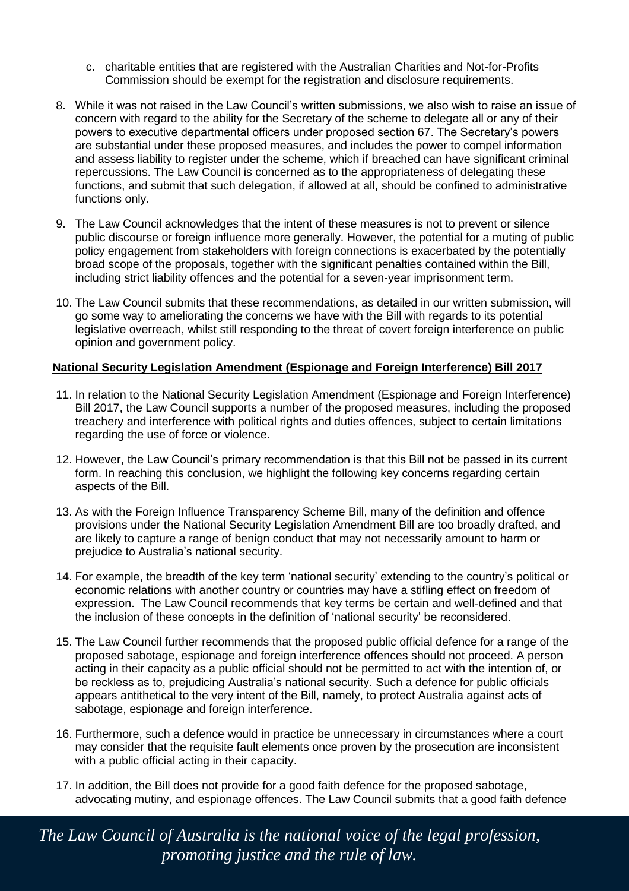c. charitable entities that are registered with the Australian Charities and Not-for-Profits Commission should be exempt for the registration and disclosure requirements.

8. While it was not raised in the Law Council's written submissions, we also wish to raise an issue of concern with regard to the ability for the Secretary of the scheme to delegate all or any of their powers to executive departmental officers under proposed section 67. The Secretary's powers are substantial under these proposed measures, and includes the power to compel information and assess liability to register under the scheme, which if breached can have significant criminal repercussions. The Law Council is concerned as to the appropriateness of delegating these functions, and submit that such delegation, if allowed at all, should be confined to administrative functions only.

9. The Law Council acknowledges that the intent of these measures is not to prevent or silence public discourse or foreign influence more generally. However, the potential for a muting of public policy engagement from stakeholders with foreign connections is exacerbated by the potentially broad scope of the proposals, together with the significant penalties contained within the Bill, including strict liability offences and the potential for a seven-year imprisonment term.

10. The Law Council submits that these recommendations, as detailed in our written submission, will go some way to ameliorating the concerns we have with the Bill with regards to its potential legislative overreach, whilst still responding to the threat of covert foreign interference on public opinion and government policy.

**National Security Legislation Amendment (Espionage and Foreign Interference) Bill 2017**

11. In relation to the National Security Legislation Amendment (Espionage and Foreign Interference) Bill 2017, the Law Council supports a number of the proposed measures, including the proposed treachery and interference with political rights and duties offences, subject to certain limitations regarding the use of force or violence.

12. However, the Law Council's primary recommendation is that this Bill not be passed in its current form. In reaching this conclusion, we highlight the following key concerns regarding certain aspects of the Bill.

13. As with the Foreign Influence Transparency Scheme Bill, many of the definition and offence provisions under the National Security Legislation Amendment Bill are too broadly drafted, and are likely to capture a range of benign conduct that may not necessarily amount to harm or prejudice to Australia's national security.

14. For example, the breadth of the key term 'national security' extending to the country's political or economic relations with another country or countries may have a stifling effect on freedom of expression. The Law Council recommends that key terms be certain and well-defined and that the inclusion of these concepts in the definition of 'national security' be reconsidered.

15. The Law Council further recommends that the proposed public official defence for a range of the proposed sabotage, espionage and foreign interference offences should not proceed. A person acting in their capacity as a public official should not be permitted to act with the intention of, or be reckless as to, prejudicing Australia's national security. Such a defence for public officials appears antithetical to the very intent of the Bill, namely, to protect Australia against acts of sabotage, espionage and foreign interference.

16. Furthermore, such a defence would in practice be unnecessary in circumstances where a court may consider that the requisite fault elements once proven by the prosecution are inconsistent with a public official acting in their capacity.

17. In addition, the Bill does not provide for a good faith defence for the proposed sabotage, advocating mutiny, and espionage offences. The Law Council submits that a good faith defence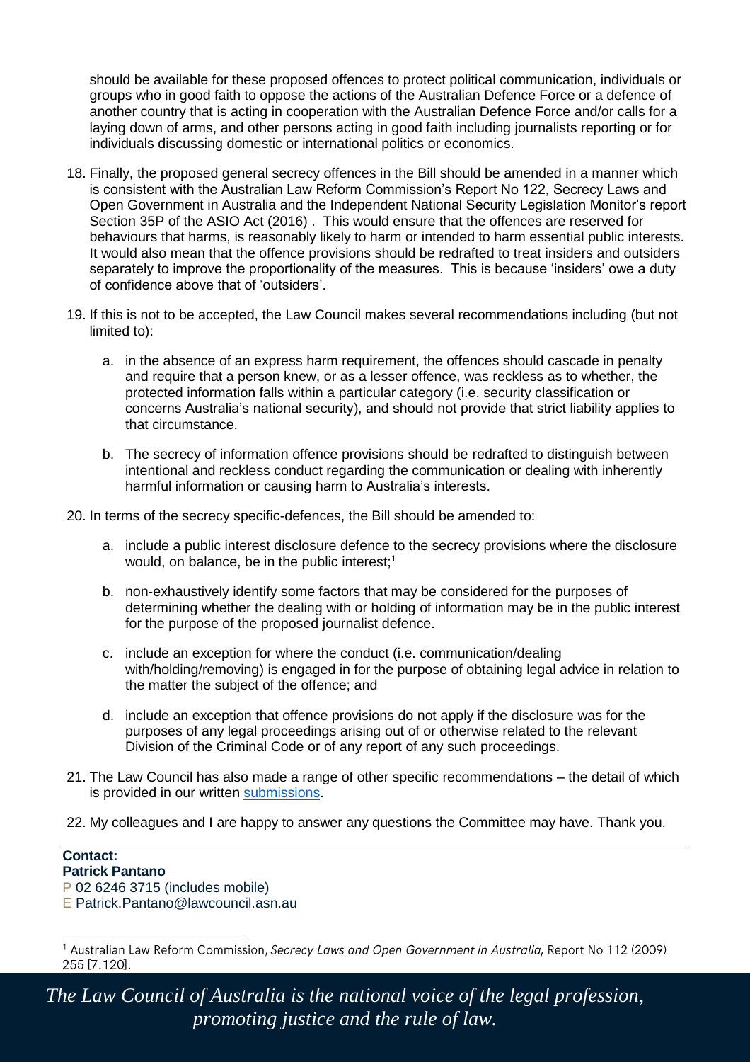should be available for these proposed offences to protect political communication, individuals or groups who in good faith to oppose the actions of the Australian Defence Force or a defence of another country that is acting in cooperation with the Australian Defence Force and/or calls for a laying down of arms, and other persons acting in good faith including journalists reporting or for individuals discussing domestic or international politics or economics.

18. Finally, the proposed general secrecy offences in the Bill should be amended in a manner which is consistent with the Australian Law Reform Commission's Report No 122, Secrecy Laws and Open Government in Australia and the Independent National Security Legislation Monitor's report Section 35P of the ASIO Act (2016) . This would ensure that the offences are reserved for behaviours that harms, is reasonably likely to harm or intended to harm essential public interests. It would also mean that the offence provisions should be redrafted to treat insiders and outsiders separately to improve the proportionality of the measures. This is because 'insiders' owe a duty of confidence above that of 'outsiders'.

19. If this is not to be accepted, the Law Council makes several recommendations including (but not limited to):

    a. in the absence of an express harm requirement, the offences should cascade in penalty and require that a person knew, or as a lesser offence, was reckless as to whether, the protected information falls within a particular category (i.e. security classification or concerns Australia's national security), and should not provide that strict liability applies to that circumstance.

    b. The secrecy of information offence provisions should be redrafted to distinguish between intentional and reckless conduct regarding the communication or dealing with inherently harmful information or causing harm to Australia's interests.

20. In terms of the secrecy specific-defences, the Bill should be amended to:

    a. include a public interest disclosure defence to the secrecy provisions where the disclosure would, on balance, be in the public interest;[1]

    b. non-exhaustively identify some factors that may be considered for the purposes of determining whether the dealing with or holding of information may be in the public interest for the purpose of the proposed journalist defence.

    c. include an exception for where the conduct (i.e. communication/dealing with/holding/removing) is engaged in for the purpose of obtaining legal advice in relation to the matter the subject of the offence; and

    d. include an exception that offence provisions do not apply if the disclosure was for the purposes of any legal proceedings arising out of or otherwise related to the relevant Division of the Criminal Code or of any report of any such proceedings.

21. The Law Council has also made a range of other specific recommendations – the detail of which is provided in our written submissions.

22. My colleagues and I are happy to answer any questions the Committee may have. Thank you.

**Contact:**
**Patrick Pantano**
P 02 6246 3715 (includes mobile)
E Patrick.Pantano@lawcouncil.asn.au

[1] Australian Law Reform Commission, *Secrecy Laws and Open Government in Australia*, Report No 112 (2009) 255 [7.120].

*The Law Council of Australia is the national voice of the legal profession, promoting justice and the rule of law.*